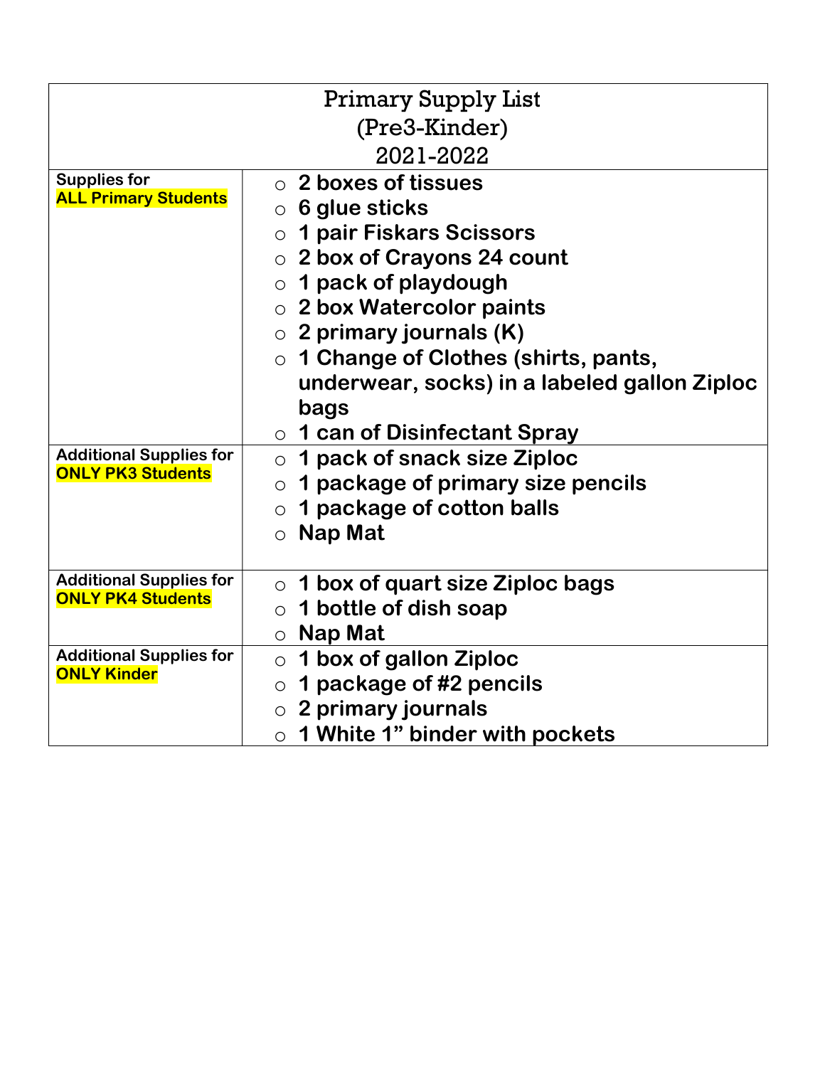# Primary Supply List
## (Pre3-Kinder)
## 2021-2022

| Category | Supplies |
| --- | --- |
| Supplies for **ALL Primary Students** | ○ 2 boxes of tissues<br>○ 6 glue sticks<br>○ 1 pair Fiskars Scissors<br>○ 2 box of Crayons 24 count<br>○ 1 pack of playdough<br>○ 2 box Watercolor paints<br>○ 2 primary journals (K)<br>○ 1 Change of Clothes (shirts, pants, underwear, socks) in a labeled gallon Ziploc bags<br>○ 1 can of Disinfectant Spray |
| Additional Supplies for **ONLY PK3 Students** | ○ 1 pack of snack size Ziploc<br>○ 1 package of primary size pencils<br>○ 1 package of cotton balls<br>○ Nap Mat |
| Additional Supplies for **ONLY PK4 Students** | ○ 1 box of quart size Ziploc bags<br>○ 1 bottle of dish soap<br>○ Nap Mat |
| Additional Supplies for **ONLY Kinder** | ○ 1 box of gallon Ziploc<br>○ 1 package of #2 pencils<br>○ 2 primary journals<br>○ 1 White 1" binder with pockets |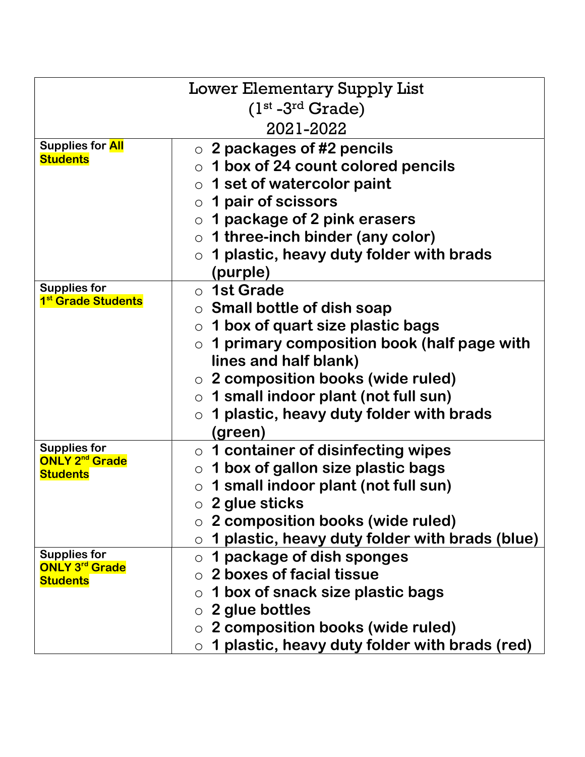| Lower Elementary Supply List<br>(1st -3rd Grade)<br>2021-2022 | |
|---|---|
| Supplies for **All Students** | ○ **2 packages of #2 pencils**<br>○ **1 box of 24 count colored pencils**<br>○ **1 set of watercolor paint**<br>○ **1 pair of scissors**<br>○ **1 package of 2 pink erasers**<br>○ **1 three-inch binder (any color)**<br>○ **1 plastic, heavy duty folder with brads (purple)** |
| Supplies for **1st Grade Students** | ○ **1st Grade**<br>○ **Small bottle of dish soap**<br>○ **1 box of quart size plastic bags**<br>○ **1 primary composition book (half page with lines and half blank)**<br>○ **2 composition books (wide ruled)**<br>○ **1 small indoor plant (not full sun)**<br>○ **1 plastic, heavy duty folder with brads (green)** |
| Supplies for **ONLY 2nd Grade Students** | ○ **1 container of disinfecting wipes**<br>○ **1 box of gallon size plastic bags**<br>○ **1 small indoor plant (not full sun)**<br>○ **2 glue sticks**<br>○ **2 composition books (wide ruled)**<br>○ **1 plastic, heavy duty folder with brads (blue)** |
| Supplies for **ONLY 3rd Grade Students** | ○ **1 package of dish sponges**<br>○ **2 boxes of facial tissue**<br>○ **1 box of snack size plastic bags**<br>○ **2 glue bottles**<br>○ **2 composition books (wide ruled)**<br>○ **1 plastic, heavy duty folder with brads (red)** |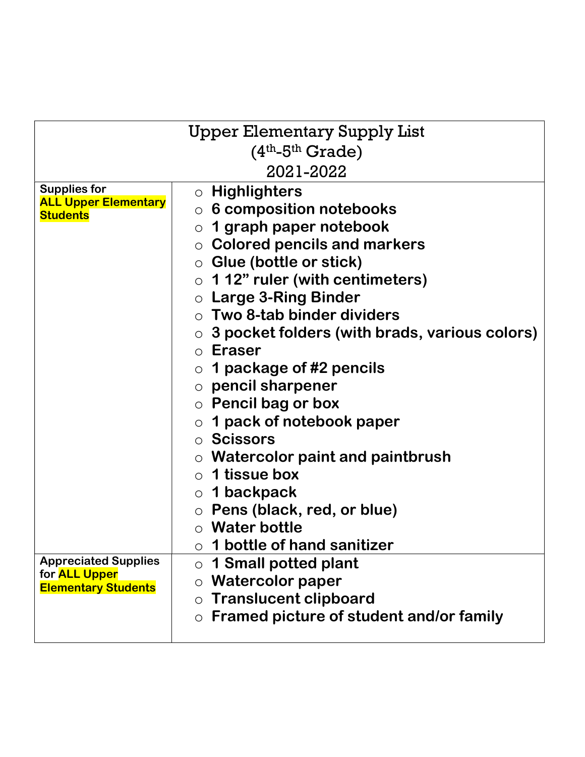# Upper Elementary Supply List

## ($4^{th}$-$5^{th}$ Grade)

## 2021-2022

| | |
|---|---|
| Supplies for **ALL Upper Elementary Students** | ○ **Highlighters**<br>○ **6 composition notebooks**<br>○ **1 graph paper notebook**<br>○ **Colored pencils and markers**<br>○ **Glue (bottle or stick)**<br>○ **1 12" ruler (with centimeters)**<br>○ **Large 3-Ring Binder**<br>○ **Two 8-tab binder dividers**<br>○ **3 pocket folders (with brads, various colors)**<br>○ **Eraser**<br>○ **1 package of #2 pencils**<br>○ **pencil sharpener**<br>○ **Pencil bag or box**<br>○ **1 pack of notebook paper**<br>○ **Scissors**<br>○ **Watercolor paint and paintbrush**<br>○ **1 tissue box**<br>○ **1 backpack**<br>○ **Pens (black, red, or blue)**<br>○ **Water bottle**<br>○ **1 bottle of hand sanitizer** |
| Appreciated Supplies for **ALL Upper Elementary Students** | ○ **1 Small potted plant**<br>○ **Watercolor paper**<br>○ **Translucent clipboard**<br>○ **Framed picture of student and/or family** |